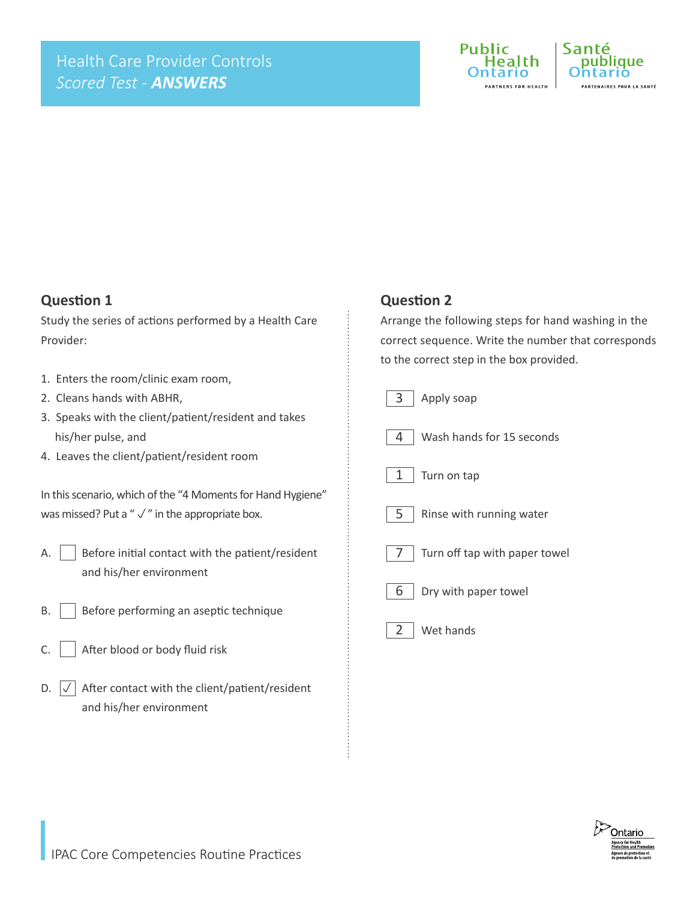# Health Care Provider Controls

*Scored Test - **ANSWERS***

## Question 1

Study the series of actions performed by a Health Care Provider:

1. Enters the room/clinic exam room,
2. Cleans hands with ABHR,
3. Speaks with the client/patient/resident and takes his/her pulse, and
4. Leaves the client/patient/resident room

In this scenario, which of the "4 Moments for Hand Hygiene" was missed? Put a " ✓ " in the appropriate box.

A. ☐ Before initial contact with the patient/resident and his/her environment

B. ☐ Before performing an aseptic technique

C. ☐ After blood or body fluid risk

D. ☑ After contact with the client/patient/resident and his/her environment

## Question 2

Arrange the following steps for hand washing in the correct sequence. Write the number that corresponds to the correct step in the box provided.

| Step | Action |
|---|---|
| 3 | Apply soap |
| 4 | Wash hands for 15 seconds |
| 1 | Turn on tap |
| 5 | Rinse with running water |
| 7 | Turn off tap with paper towel |
| 6 | Dry with paper towel |
| 2 | Wet hands |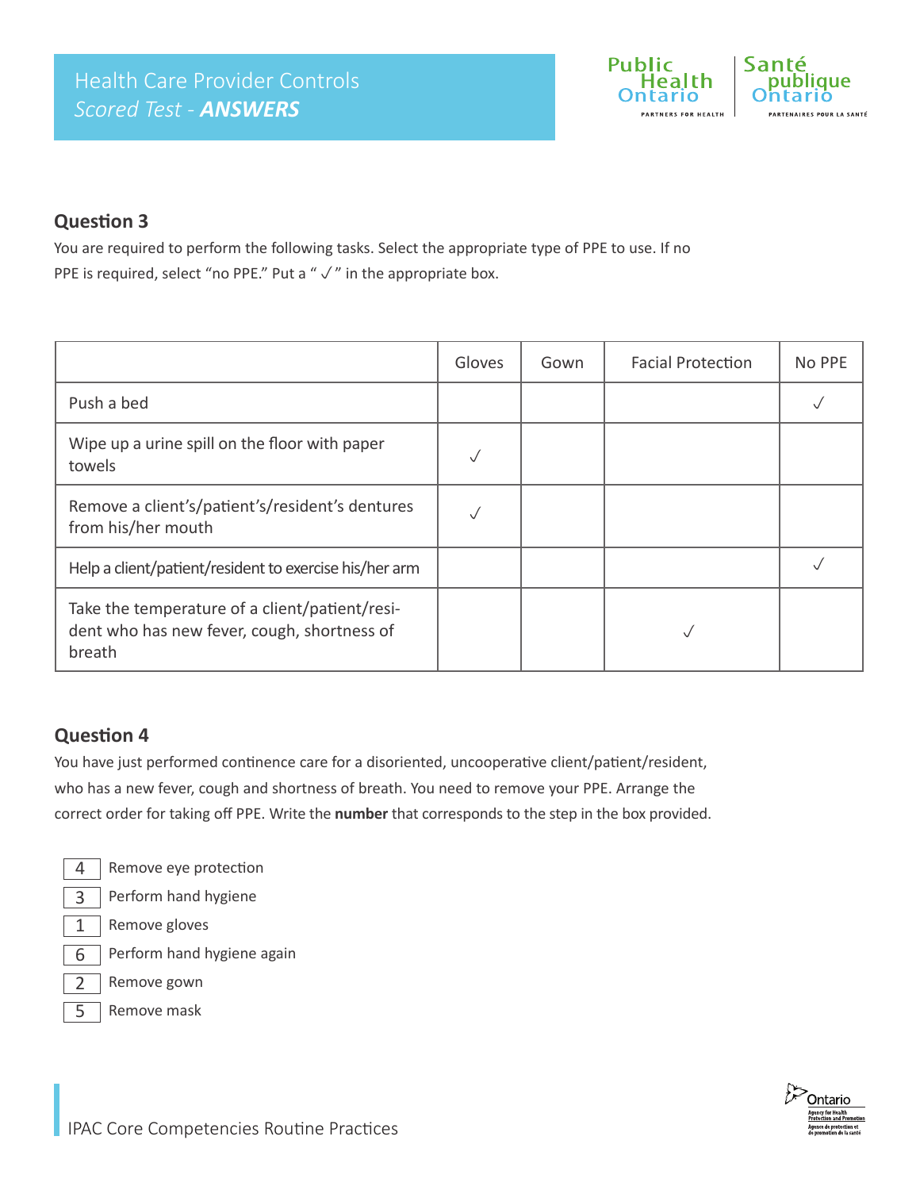Health Care Provider Controls
*Scored Test - **ANSWERS***

### Question 3

You are required to perform the following tasks. Select the appropriate type of PPE to use. If no PPE is required, select "no PPE." Put a " ✓ " in the appropriate box.

| | Gloves | Gown | Facial Protection | No PPE |
|---|---|---|---|---|
| Push a bed | | | | ✓ |
| Wipe up a urine spill on the floor with paper towels | ✓ | | | |
| Remove a client's/patient's/resident's dentures from his/her mouth | ✓ | | | |
| Help a client/patient/resident to exercise his/her arm | | | | ✓ |
| Take the temperature of a client/patient/resident who has new fever, cough, shortness of breath | | | ✓ | |

### Question 4

You have just performed continence care for a disoriented, uncooperative client/patient/resident, who has a new fever, cough and shortness of breath. You need to remove your PPE. Arrange the correct order for taking off PPE. Write the **number** that corresponds to the step in the box provided.

- 4 Remove eye protection
- 3 Perform hand hygiene
- 1 Remove gloves
- 6 Perform hand hygiene again
- 2 Remove gown
- 5 Remove mask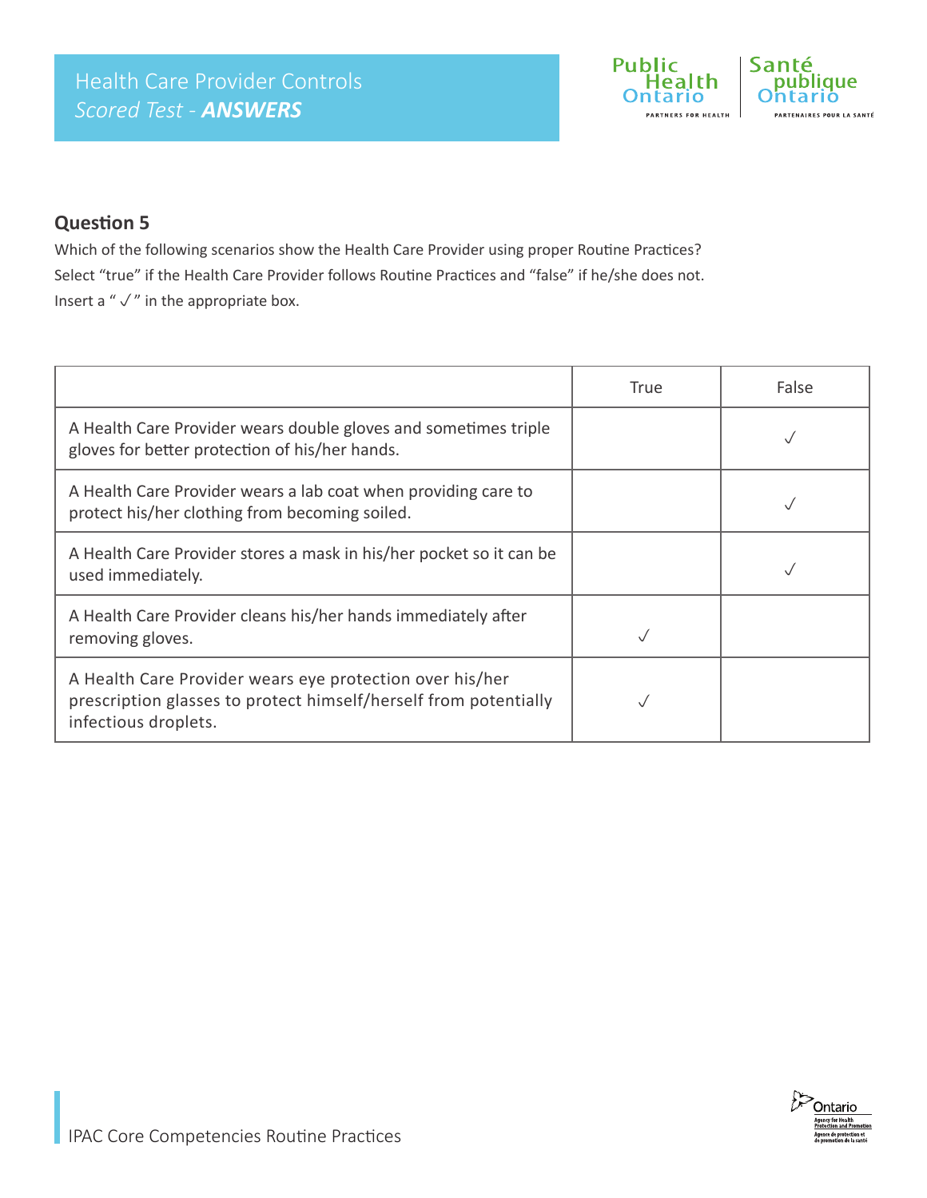## Question 5

Which of the following scenarios show the Health Care Provider using proper Routine Practices?
Select “true” if the Health Care Provider follows Routine Practices and “false” if he/she does not.
Insert a “ ✓ ” in the appropriate box.

| | True | False |
|---|---|---|
| A Health Care Provider wears double gloves and sometimes triple gloves for better protection of his/her hands. | | ✓ |
| A Health Care Provider wears a lab coat when providing care to protect his/her clothing from becoming soiled. | | ✓ |
| A Health Care Provider stores a mask in his/her pocket so it can be used immediately. | | ✓ |
| A Health Care Provider cleans his/her hands immediately after removing gloves. | ✓ | |
| A Health Care Provider wears eye protection over his/her prescription glasses to protect himself/herself from potentially infectious droplets. | ✓ | |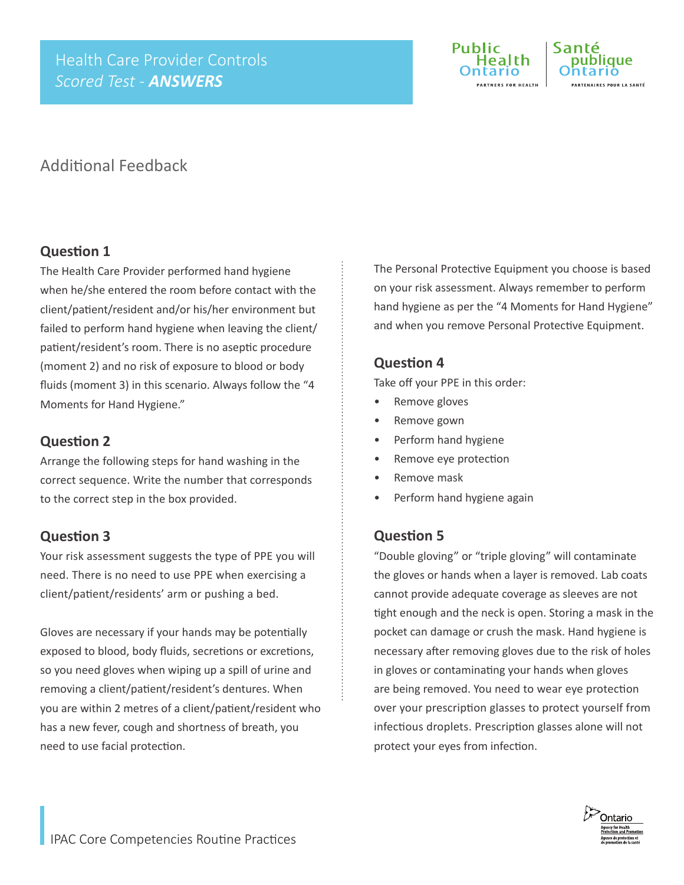# Health Care Provider Controls
*Scored Test - **ANSWERS***

## Additional Feedback

### Question 1

The Health Care Provider performed hand hygiene when he/she entered the room before contact with the client/patient/resident and/or his/her environment but failed to perform hand hygiene when leaving the client/patient/resident's room. There is no aseptic procedure (moment 2) and no risk of exposure to blood or body fluids (moment 3) in this scenario. Always follow the "4 Moments for Hand Hygiene."

### Question 2

Arrange the following steps for hand washing in the correct sequence. Write the number that corresponds to the correct step in the box provided.

### Question 3

Your risk assessment suggests the type of PPE you will need. There is no need to use PPE when exercising a client/patient/residents' arm or pushing a bed.

Gloves are necessary if your hands may be potentially exposed to blood, body fluids, secretions or excretions, so you need gloves when wiping up a spill of urine and removing a client/patient/resident's dentures. When you are within 2 metres of a client/patient/resident who has a new fever, cough and shortness of breath, you need to use facial protection.

The Personal Protective Equipment you choose is based on your risk assessment. Always remember to perform hand hygiene as per the "4 Moments for Hand Hygiene" and when you remove Personal Protective Equipment.

### Question 4

Take off your PPE in this order:

- Remove gloves
- Remove gown
- Perform hand hygiene
- Remove eye protection
- Remove mask
- Perform hand hygiene again

### Question 5

"Double gloving" or "triple gloving" will contaminate the gloves or hands when a layer is removed. Lab coats cannot provide adequate coverage as sleeves are not tight enough and the neck is open. Storing a mask in the pocket can damage or crush the mask. Hand hygiene is necessary after removing gloves due to the risk of holes in gloves or contaminating your hands when gloves are being removed. You need to wear eye protection over your prescription glasses to protect yourself from infectious droplets. Prescription glasses alone will not protect your eyes from infection.